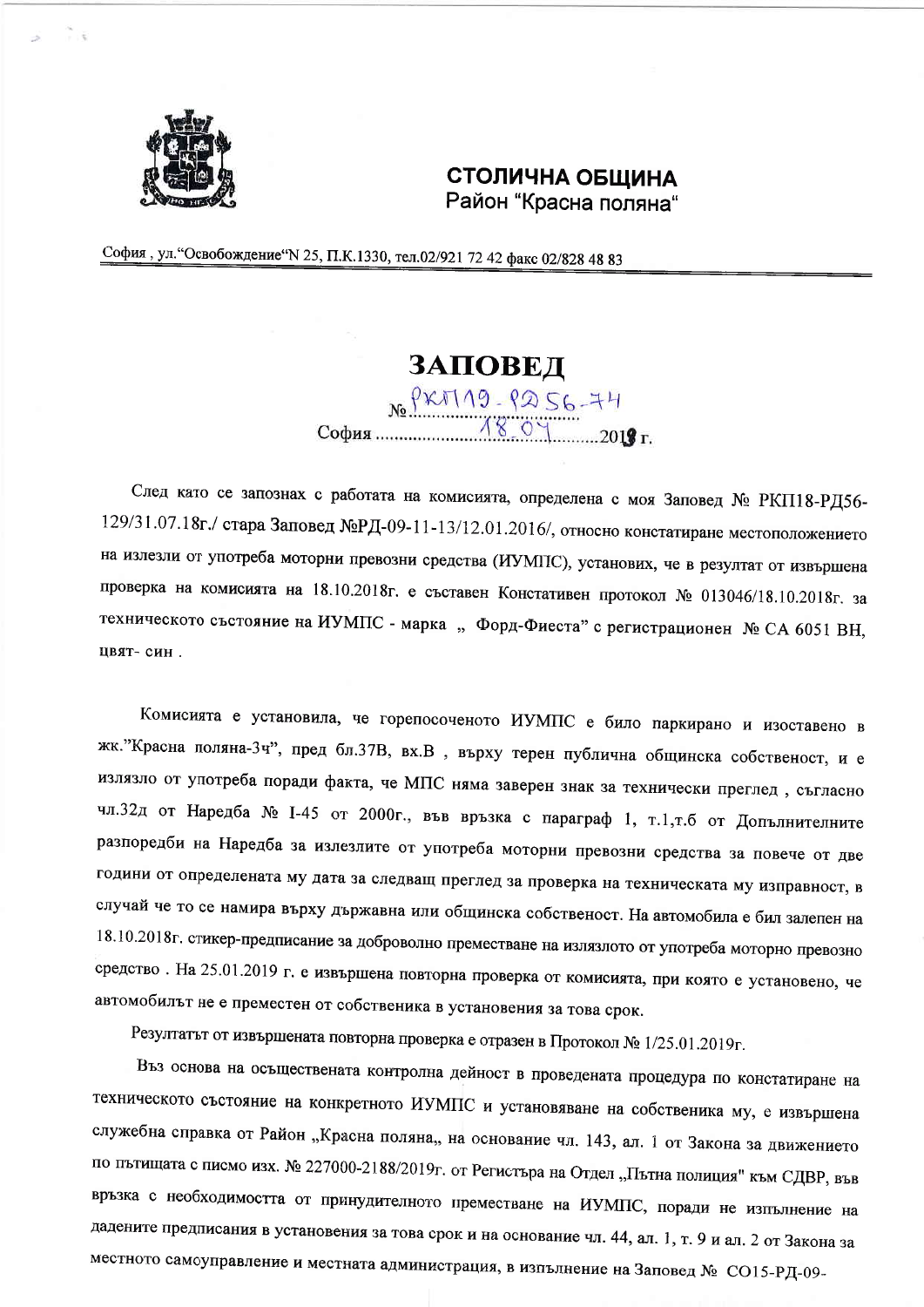**СТОЛИЧНА ОБЩИНА**
Район "Красна поляна"

София , ул."Освобождение"N 25, П.К.1330, тел.02/921 72 42 факс 02/828 48 83

# ЗАПОВЕД

№ РКП19-РД56-74

София 18.04 2019 г.

След като се запознах с работата на комисията, определена с моя Заповед № РКП18-РД56-129/31.07.18г./ стара Заповед №РД-09-11-13/12.01.2016/, относно констатиране местоположението на излезли от употреба моторни превозни средства (ИУМПС), установих, че в резултат от извършена проверка на комисията на 18.10.2018г. е съставен Констативен протокол № 013046/18.10.2018г. за техническото състояние на ИУМПС - марка „ Форд-Фиеста" с регистрационен № СА 6051 ВН, цвят- син .

Комисията е установила, че горепосоченото ИУМПС е било паркирано и изоставено в жк."Красна поляна-3ч", пред бл.37В, вх.В , върху терен публична общинска собственост, и е излязло от употреба поради факта, че МПС няма заверен знак за технически преглед , съгласно чл.32д от Наредба № І-45 от 2000г., във връзка с параграф 1, т.1,т.б от Допълнителните разпоредби на Наредба за излезлите от употреба моторни превозни средства за повече от две години от определената му дата за следващ преглед за проверка на техническата му изправност, в случай че то се намира върху държавна или общинска собственост. На автомобила е бил залепен на 18.10.2018г. стикер-предписание за доброволно преместване на излязлото от употреба моторно превозно средство . На 25.01.2019 г. е извършена повторна проверка от комисията, при която е установено, че автомобилът не е преместен от собственика в установения за това срок.

Резултатът от извършената повторна проверка е отразен в Протокол № 1/25.01.2019г.

Въз основа на осъществената контролна дейност в проведената процедура по констатиране на техническото състояние на конкретното ИУМПС и установяване на собственика му, е извършена служебна справка от Район „Красна поляна„ на основание чл. 143, ал. 1 от Закона за движението по пътищата с писмо изх. № 227000-2188/2019г. от Регистъра на Отдел „Пътна полиция" към СДВР, във връзка с необходимостта от принудителното преместване на ИУМПС, поради не изпълнение на дадените предписания в установения за това срок и на основание чл. 44, ал. 1, т. 9 и ал. 2 от Закона за местното самоуправление и местната администрация, в изпълнение на Заповед № СО15-РД-09-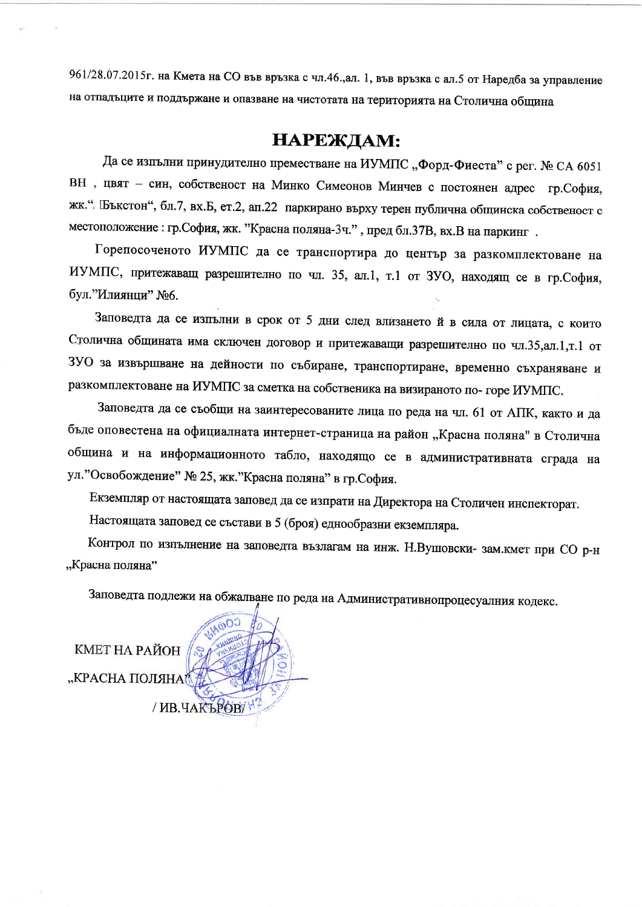961/28.07.2015г. на Кмета на СО във връзка с чл.46.,ал. 1, във връзка с ал.5 от Наредба за управление на отпадъците и поддържане и опазване на чистотата на територията на Столична община

## НАРЕЖДАМ:

Да се изпълни принудително преместване на ИУМПС „Форд-Фиеста" с рег. № СА 6051 ВН , цвят – син, собственост на Минко Симеонов Минчев с постоянен адрес гр.София, жк.". Бъкстон", бл.7, вх.Б, ет.2, ап.22 паркирано върху терен публична общинска собственост с местоположение : гр.София, жк. "Красна поляна-3ч." , пред бл.37В, вх.В на паркинг .

Горепосоченото ИУМПС да се транспортира до център за разкомплектоване на ИУМПС, притежаващ разрешително по чл. 35, ал.1, т.1 от ЗУО, находящ се в гр.София, бул."Илиянци" №6.

Заповедта да се изпълни в срок от 5 дни след влизането й в сила от лицата, с които Столична общината има сключен договор и притежаващи разрешително по чл.35,ал.1,т.1 от ЗУО за извършване на дейности по събиране, транспортиране, временно съхраняване и разкомплектоване на ИУМПС за сметка на собственика на визираното по- горе ИУМПС.

Заповедта да се съобщи на заинтересованите лица по реда на чл. 61 от АПК, както и да бъде оповестена на официалната интернет-страница на район „Красна поляна" в Столична община и на информационното табло, находящо се в административната сграда на ул."Освобождение" № 25, жк."Красна поляна" в гр.София.

Екземпляр от настоящата заповед да се изпрати на Директора на Столичен инспекторат.

Настоящата заповед се състави в 5 (броя) еднообразни екземпляра.

Контрол по изпълнение на заповедта възлагам на инж. Н.Вушовски- зам.кмет при СО р-н „Красна поляна"

Заповедта подлежи на обжалване по реда на Административнопроцесуалния кодекс.

КМЕТ НА РАЙОН

„КРАСНА ПОЛЯНА"

/ ИВ.ЧАКЪРОВ/